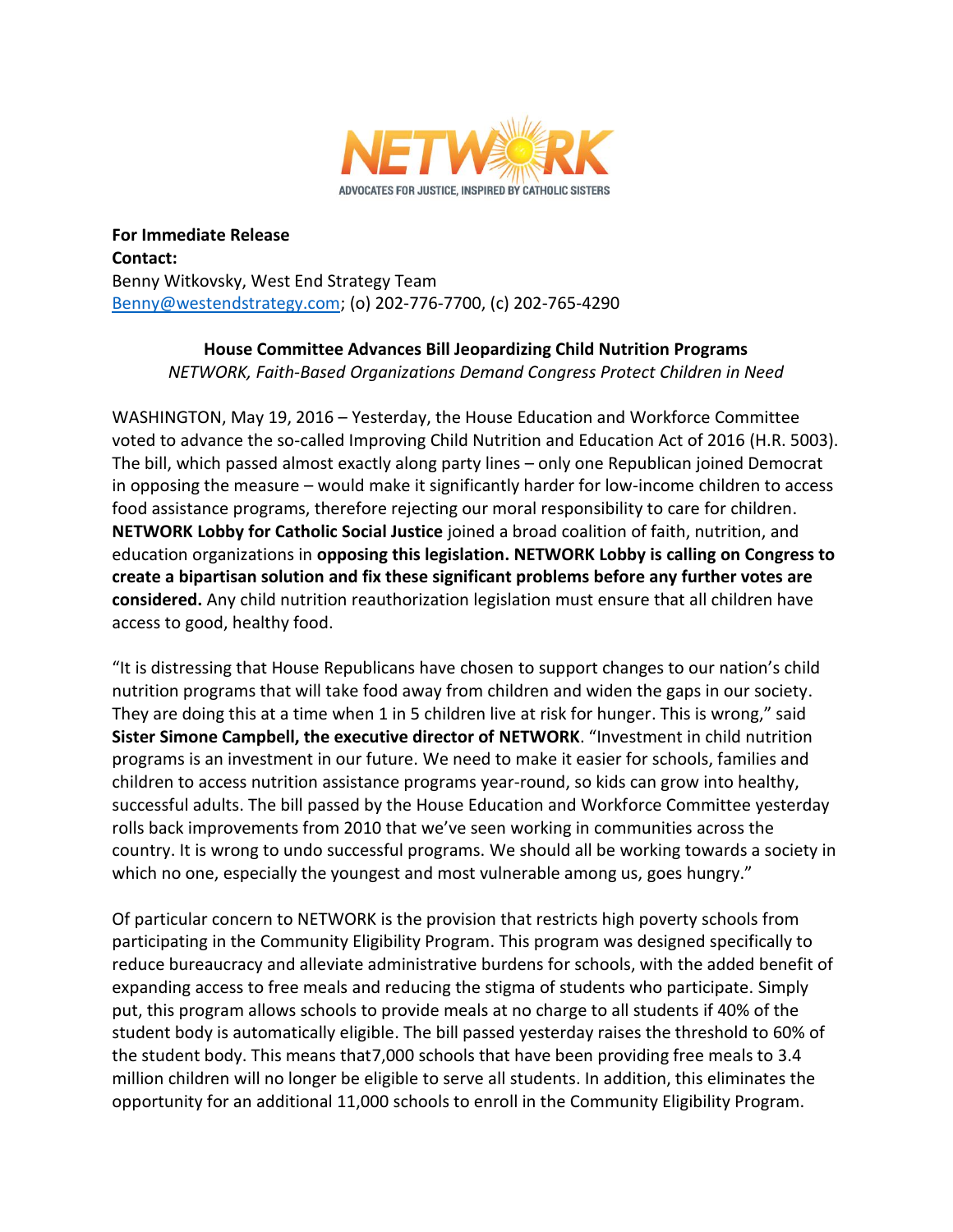NETWORK

ADVOCATES FOR JUSTICE, INSPIRED BY CATHOLIC SISTERS

**For Immediate Release**
**Contact:**
Benny Witkovsky, West End Strategy Team
Benny@westendstrategy.com; (o) 202-776-7700, (c) 202-765-4290

**House Committee Advances Bill Jeopardizing Child Nutrition Programs**
*NETWORK, Faith-Based Organizations Demand Congress Protect Children in Need*

WASHINGTON, May 19, 2016 – Yesterday, the House Education and Workforce Committee voted to advance the so-called Improving Child Nutrition and Education Act of 2016 (H.R. 5003). The bill, which passed almost exactly along party lines – only one Republican joined Democrat in opposing the measure – would make it significantly harder for low-income children to access food assistance programs, therefore rejecting our moral responsibility to care for children. **NETWORK Lobby for Catholic Social Justice** joined a broad coalition of faith, nutrition, and education organizations in **opposing this legislation. NETWORK Lobby is calling on Congress to create a bipartisan solution and fix these significant problems before any further votes are considered.** Any child nutrition reauthorization legislation must ensure that all children have access to good, healthy food.

"It is distressing that House Republicans have chosen to support changes to our nation's child nutrition programs that will take food away from children and widen the gaps in our society. They are doing this at a time when 1 in 5 children live at risk for hunger. This is wrong," said **Sister Simone Campbell, the executive director of NETWORK**. "Investment in child nutrition programs is an investment in our future. We need to make it easier for schools, families and children to access nutrition assistance programs year-round, so kids can grow into healthy, successful adults. The bill passed by the House Education and Workforce Committee yesterday rolls back improvements from 2010 that we've seen working in communities across the country. It is wrong to undo successful programs. We should all be working towards a society in which no one, especially the youngest and most vulnerable among us, goes hungry."

Of particular concern to NETWORK is the provision that restricts high poverty schools from participating in the Community Eligibility Program. This program was designed specifically to reduce bureaucracy and alleviate administrative burdens for schools, with the added benefit of expanding access to free meals and reducing the stigma of students who participate. Simply put, this program allows schools to provide meals at no charge to all students if 40% of the student body is automatically eligible. The bill passed yesterday raises the threshold to 60% of the student body. This means that7,000 schools that have been providing free meals to 3.4 million children will no longer be eligible to serve all students. In addition, this eliminates the opportunity for an additional 11,000 schools to enroll in the Community Eligibility Program.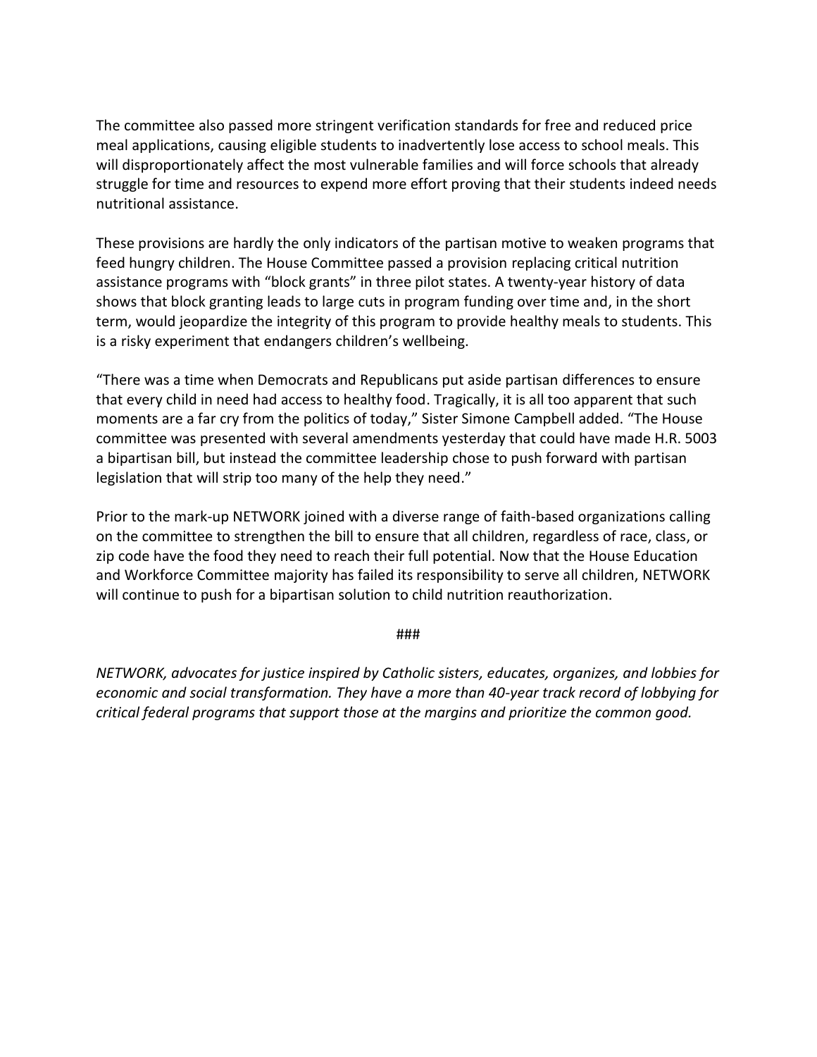The committee also passed more stringent verification standards for free and reduced price meal applications, causing eligible students to inadvertently lose access to school meals. This will disproportionately affect the most vulnerable families and will force schools that already struggle for time and resources to expend more effort proving that their students indeed needs nutritional assistance.

These provisions are hardly the only indicators of the partisan motive to weaken programs that feed hungry children. The House Committee passed a provision replacing critical nutrition assistance programs with "block grants" in three pilot states. A twenty-year history of data shows that block granting leads to large cuts in program funding over time and, in the short term, would jeopardize the integrity of this program to provide healthy meals to students. This is a risky experiment that endangers children's wellbeing.

"There was a time when Democrats and Republicans put aside partisan differences to ensure that every child in need had access to healthy food. Tragically, it is all too apparent that such moments are a far cry from the politics of today," Sister Simone Campbell added. "The House committee was presented with several amendments yesterday that could have made H.R. 5003 a bipartisan bill, but instead the committee leadership chose to push forward with partisan legislation that will strip too many of the help they need."

Prior to the mark-up NETWORK joined with a diverse range of faith-based organizations calling on the committee to strengthen the bill to ensure that all children, regardless of race, class, or zip code have the food they need to reach their full potential. Now that the House Education and Workforce Committee majority has failed its responsibility to serve all children, NETWORK will continue to push for a bipartisan solution to child nutrition reauthorization.

###

*NETWORK, advocates for justice inspired by Catholic sisters, educates, organizes, and lobbies for economic and social transformation. They have a more than 40-year track record of lobbying for critical federal programs that support those at the margins and prioritize the common good.*